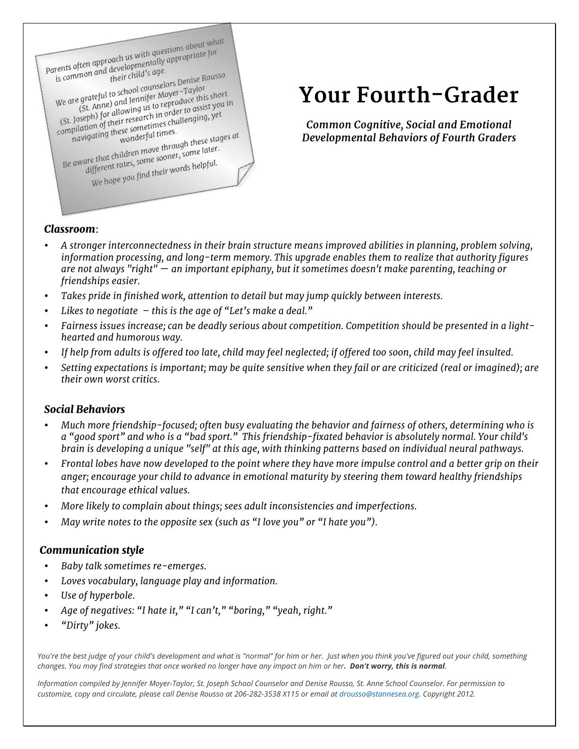Parents often approach us with questions about what is common and developmentally appropriate for their child's age.

We are grateful to school counselors Denise Rousso (St. Anne) and Jennifer Moyer-Taylor (St. Joseph) for allowing us to reproduce this short compilation of their research in order to assist you in navigating these sometimes challenging, yet wonderful times.

Be aware that children move through these stages at different rates, some sooner, some later.

We hope you find their words helpful.

# Your Fourth-Grader

***Common Cognitive, Social and Emotional Developmental Behaviors of Fourth Graders***

### ***Classroom***:

- *A stronger interconnectedness in their brain structure means improved abilities in planning, problem solving, information processing, and long-term memory. This upgrade enables them to realize that authority figures are not always "right" — an important epiphany, but it sometimes doesn't make parenting, teaching or friendships easier.*
- *Takes pride in finished work, attention to detail but may jump quickly between interests.*
- *Likes to negotiate – this is the age of "Let's make a deal."*
- *Fairness issues increase; can be deadly serious about competition. Competition should be presented in a light-hearted and humorous way.*
- *If help from adults is offered too late, child may feel neglected; if offered too soon, child may feel insulted.*
- *Setting expectations is important; may be quite sensitive when they fail or are criticized (real or imagined); are their own worst critics.*

### ***Social Behaviors***

- *Much more friendship-focused; often busy evaluating the behavior and fairness of others, determining who is a "good sport" and who is a "bad sport." This friendship-fixated behavior is absolutely normal. Your child's brain is developing a unique "self" at this age, with thinking patterns based on individual neural pathways.*
- *Frontal lobes have now developed to the point where they have more impulse control and a better grip on their anger; encourage your child to advance in emotional maturity by steering them toward healthy friendships that encourage ethical values.*
- *More likely to complain about things; sees adult inconsistencies and imperfections.*
- *May write notes to the opposite sex (such as "I love you" or "I hate you").*

### ***Communication style***

- *Baby talk sometimes re-emerges.*
- *Loves vocabulary, language play and information.*
- *Use of hyperbole.*
- *Age of negatives: "I hate it," "I can't," "boring," "yeah, right."*
- *"Dirty" jokes.*

*You're the best judge of your child's development and what is "normal" for him or her. Just when you think you've figured out your child, something changes. You may find strategies that once worked no longer have any impact on him or her.* ***Don't worry, this is normal****.*

*Information compiled by Jennifer Moyer-Taylor, St. Joseph School Counselor and Denise Rousso, St. Anne School Counselor. For permission to customize, copy and circulate, please call Denise Rousso at 206-282-3538 X115 or email at drousso@stannesea.org. Copyright 2012.*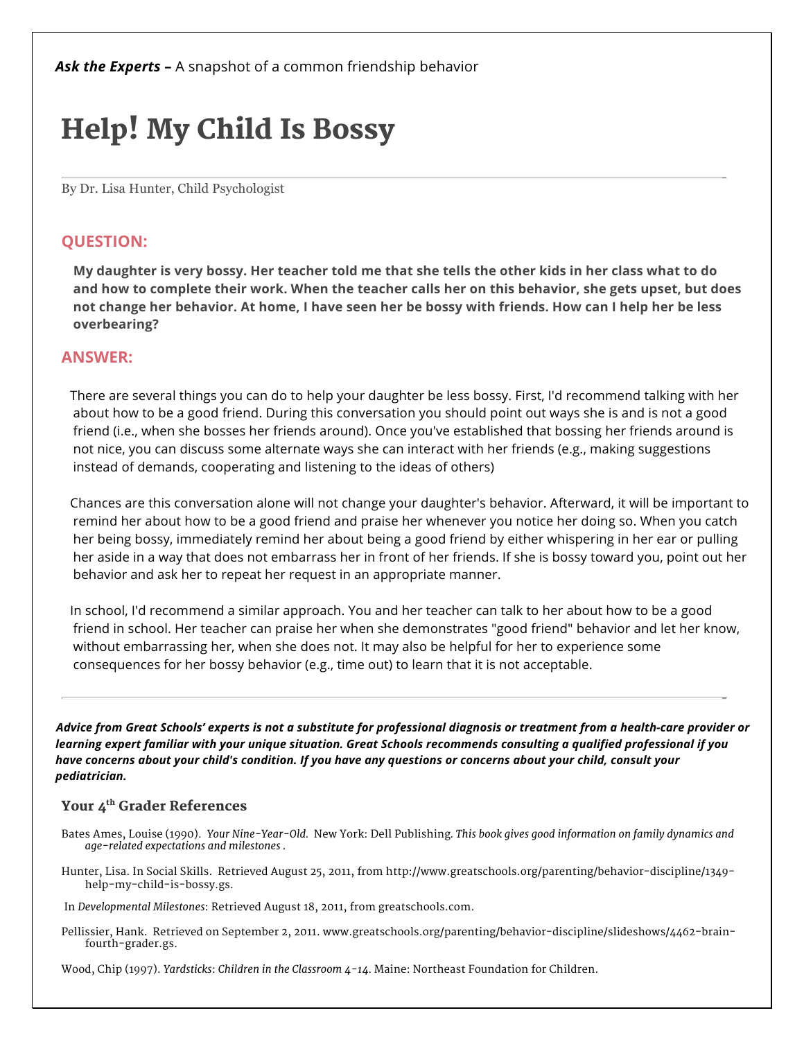***Ask the Experts –*** A snapshot of a common friendship behavior

# Help! My Child Is Bossy

By Dr. Lisa Hunter, Child Psychologist

## QUESTION:

**My daughter is very bossy. Her teacher told me that she tells the other kids in her class what to do and how to complete their work. When the teacher calls her on this behavior, she gets upset, but does not change her behavior. At home, I have seen her be bossy with friends. How can I help her be less overbearing?**

## ANSWER:

There are several things you can do to help your daughter be less bossy. First, I'd recommend talking with her about how to be a good friend. During this conversation you should point out ways she is and is not a good friend (i.e., when she bosses her friends around). Once you've established that bossing her friends around is not nice, you can discuss some alternate ways she can interact with her friends (e.g., making suggestions instead of demands, cooperating and listening to the ideas of others)

Chances are this conversation alone will not change your daughter's behavior. Afterward, it will be important to remind her about how to be a good friend and praise her whenever you notice her doing so. When you catch her being bossy, immediately remind her about being a good friend by either whispering in her ear or pulling her aside in a way that does not embarrass her in front of her friends. If she is bossy toward you, point out her behavior and ask her to repeat her request in an appropriate manner.

In school, I'd recommend a similar approach. You and her teacher can talk to her about how to be a good friend in school. Her teacher can praise her when she demonstrates "good friend" behavior and let her know, without embarrassing her, when she does not. It may also be helpful for her to experience some consequences for her bossy behavior (e.g., time out) to learn that it is not acceptable.

---

***Advice from Great Schools' experts is not a substitute for professional diagnosis or treatment from a health-care provider or learning expert familiar with your unique situation. Great Schools recommends consulting a qualified professional if you have concerns about your child's condition. If you have any questions or concerns about your child, consult your pediatrician.***

### Your 4th Grader References

Bates Ames, Louise (1990). *Your Nine-Year-Old.* New York: Dell Publishing. *This book gives good information on family dynamics and age-related expectations and milestones .*

Hunter, Lisa. In Social Skills. Retrieved August 25, 2011, from http://www.greatschools.org/parenting/behavior-discipline/1349-help-my-child-is-bossy.gs.

In *Developmental Milestones*: Retrieved August 18, 2011, from greatschools.com.

Pellissier, Hank. Retrieved on September 2, 2011. www.greatschools.org/parenting/behavior-discipline/slideshows/4462-brain-fourth-grader.gs.

Wood, Chip (1997). *Yardsticks*: *Children in the Classroom 4-14.* Maine: Northeast Foundation for Children.